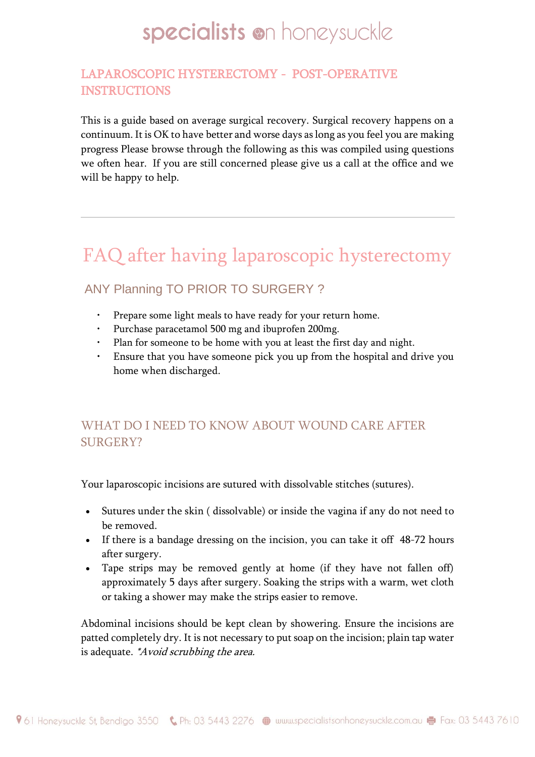# specialists on honeysuckle

## LAPAROSCOPIC HYSTERECTOMY - POST-OPERATIVE INSTRUCTIONS

This is a guide based on average surgical recovery. Surgical recovery happens on a continuum. It is OK to have better and worse days as long as you feel you are making progress Please browse through the following as this was compiled using questions we often hear. If you are still concerned please give us a call at the office and we will be happy to help.

---

# FAQ after having laparoscopic hysterectomy

### ANY Planning TO PRIOR TO SURGERY ?

- Prepare some light meals to have ready for your return home.
- Purchase paracetamol 500 mg and ibuprofen 200mg.
- Plan for someone to be home with you at least the first day and night.
- Ensure that you have someone pick you up from the hospital and drive you home when discharged.

### WHAT DO I NEED TO KNOW ABOUT WOUND CARE AFTER SURGERY?

Your laparoscopic incisions are sutured with dissolvable stitches (sutures).

- Sutures under the skin ( dissolvable) or inside the vagina if any do not need to be removed.
- If there is a bandage dressing on the incision, you can take it off 48-72 hours after surgery.
- Tape strips may be removed gently at home (if they have not fallen off) approximately 5 days after surgery. Soaking the strips with a warm, wet cloth or taking a shower may make the strips easier to remove.

Abdominal incisions should be kept clean by showering. Ensure the incisions are patted completely dry. It is not necessary to put soap on the incision; plain tap water is adequate. *\*Avoid scrubbing the area.*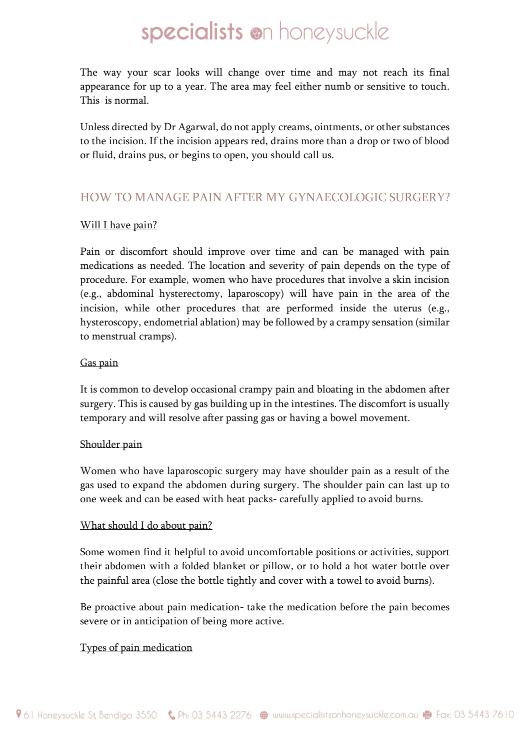The way your scar looks will change over time and may not reach its final appearance for up to a year. The area may feel either numb or sensitive to touch. This is normal.

Unless directed by Dr Agarwal, do not apply creams, ointments, or other substances to the incision. If the incision appears red, drains more than a drop or two of blood or fluid, drains pus, or begins to open, you should call us.

## HOW TO MANAGE PAIN AFTER MY GYNAECOLOGIC SURGERY?

### Will I have pain?

Pain or discomfort should improve over time and can be managed with pain medications as needed. The location and severity of pain depends on the type of procedure. For example, women who have procedures that involve a skin incision (e.g., abdominal hysterectomy, laparoscopy) will have pain in the area of the incision, while other procedures that are performed inside the uterus (e.g., hysteroscopy, endometrial ablation) may be followed by a crampy sensation (similar to menstrual cramps).

### Gas pain

It is common to develop occasional crampy pain and bloating in the abdomen after surgery. This is caused by gas building up in the intestines. The discomfort is usually temporary and will resolve after passing gas or having a bowel movement.

### Shoulder pain

Women who have laparoscopic surgery may have shoulder pain as a result of the gas used to expand the abdomen during surgery. The shoulder pain can last up to one week and can be eased with heat packs- carefully applied to avoid burns.

### What should I do about pain?

Some women find it helpful to avoid uncomfortable positions or activities, support their abdomen with a folded blanket or pillow, or to hold a hot water bottle over the painful area (close the bottle tightly and cover with a towel to avoid burns).

Be proactive about pain medication- take the medication before the pain becomes severe or in anticipation of being more active.

### Types of pain medication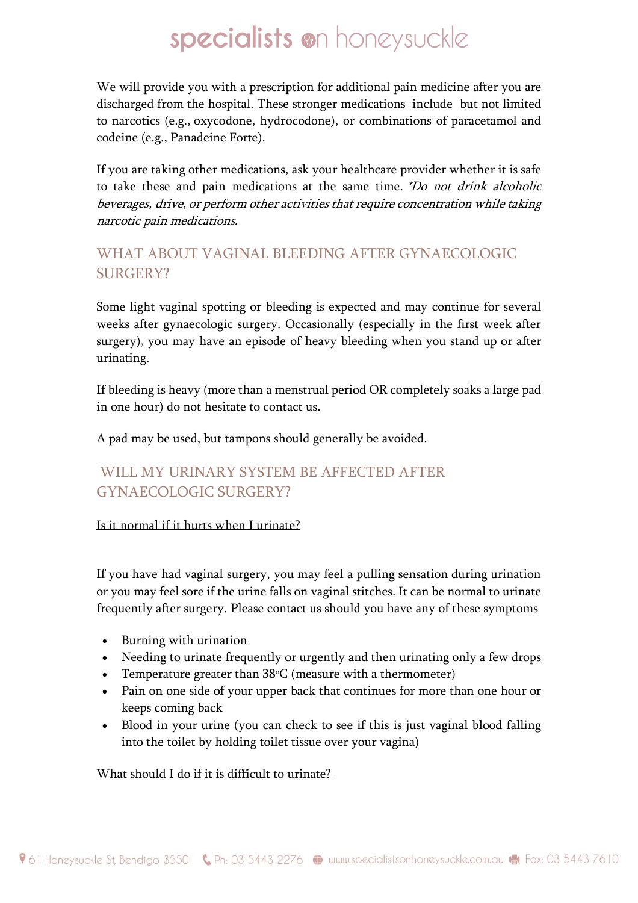We will provide you with a prescription for additional pain medicine after you are discharged from the hospital. These stronger medications include but not limited to narcotics (e.g., oxycodone, hydrocodone), or combinations of paracetamol and codeine (e.g., Panadeine Forte).

If you are taking other medications, ask your healthcare provider whether it is safe to take these and pain medications at the same time. *\*Do not drink alcoholic beverages, drive, or perform other activities that require concentration while taking narcotic pain medications.*

## WHAT ABOUT VAGINAL BLEEDING AFTER GYNAECOLOGIC SURGERY?

Some light vaginal spotting or bleeding is expected and may continue for several weeks after gynaecologic surgery. Occasionally (especially in the first week after surgery), you may have an episode of heavy bleeding when you stand up or after urinating.

If bleeding is heavy (more than a menstrual period OR completely soaks a large pad in one hour) do not hesitate to contact us.

A pad may be used, but tampons should generally be avoided.

## WILL MY URINARY SYSTEM BE AFFECTED AFTER GYNAECOLOGIC SURGERY?

<u>Is it normal if it hurts when I urinate?</u>

If you have had vaginal surgery, you may feel a pulling sensation during urination or you may feel sore if the urine falls on vaginal stitches. It can be normal to urinate frequently after surgery. Please contact us should you have any of these symptoms

- Burning with urination
- Needing to urinate frequently or urgently and then urinating only a few drops
- Temperature greater than 38ºC (measure with a thermometer)
- Pain on one side of your upper back that continues for more than one hour or keeps coming back
- Blood in your urine (you can check to see if this is just vaginal blood falling into the toilet by holding toilet tissue over your vagina)

<u>What should I do if it is difficult to urinate?</u>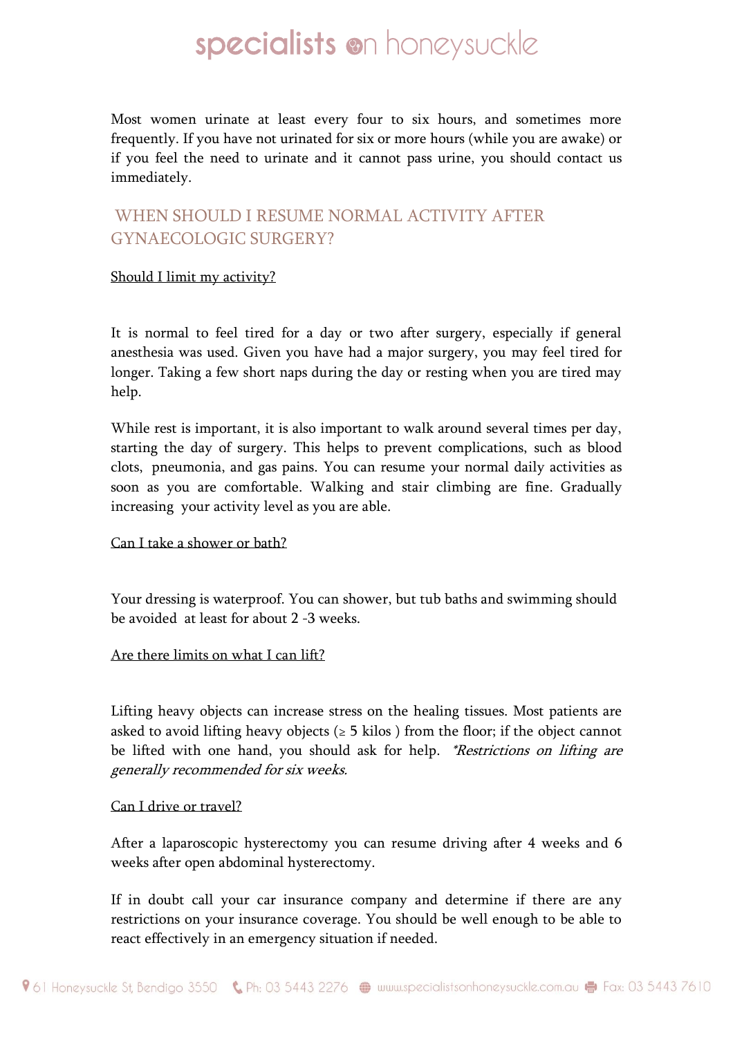Most women urinate at least every four to six hours, and sometimes more frequently. If you have not urinated for six or more hours (while you are awake) or if you feel the need to urinate and it cannot pass urine, you should contact us immediately.

## WHEN SHOULD I RESUME NORMAL ACTIVITY AFTER GYNAECOLOGIC SURGERY?

### Should I limit my activity?

It is normal to feel tired for a day or two after surgery, especially if general anesthesia was used. Given you have had a major surgery, you may feel tired for longer. Taking a few short naps during the day or resting when you are tired may help.

While rest is important, it is also important to walk around several times per day, starting the day of surgery. This helps to prevent complications, such as blood clots, pneumonia, and gas pains. You can resume your normal daily activities as soon as you are comfortable. Walking and stair climbing are fine. Gradually increasing your activity level as you are able.

### Can I take a shower or bath?

Your dressing is waterproof. You can shower, but tub baths and swimming should be avoided at least for about 2 -3 weeks.

### Are there limits on what I can lift?

Lifting heavy objects can increase stress on the healing tissues. Most patients are asked to avoid lifting heavy objects (≥ 5 kilos ) from the floor; if the object cannot be lifted with one hand, you should ask for help. *\*Restrictions on lifting are generally recommended for six weeks.*

### Can I drive or travel?

After a laparoscopic hysterectomy you can resume driving after 4 weeks and 6 weeks after open abdominal hysterectomy.

If in doubt call your car insurance company and determine if there are any restrictions on your insurance coverage. You should be well enough to be able to react effectively in an emergency situation if needed.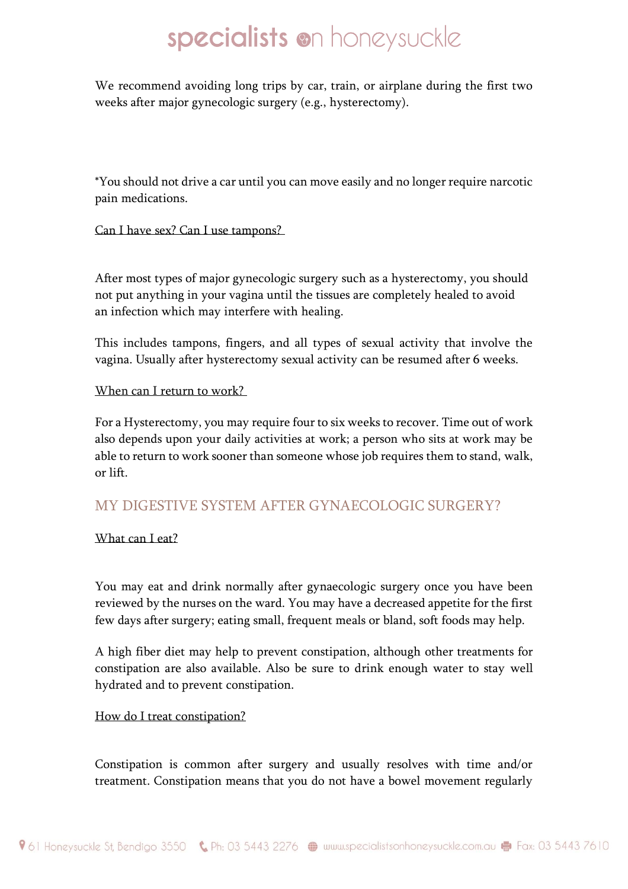We recommend avoiding long trips by car, train, or airplane during the first two weeks after major gynecologic surgery (e.g., hysterectomy).

*You should not drive a car until you can move easily and no longer require narcotic pain medications.

Can I have sex? Can I use tampons?

After most types of major gynecologic surgery such as a hysterectomy, you should not put anything in your vagina until the tissues are completely healed to avoid an infection which may interfere with healing.

This includes tampons, fingers, and all types of sexual activity that involve the vagina. Usually after hysterectomy sexual activity can be resumed after 6 weeks.

When can I return to work?

For a Hysterectomy, you may require four to six weeks to recover. Time out of work also depends upon your daily activities at work; a person who sits at work may be able to return to work sooner than someone whose job requires them to stand, walk, or lift.

## MY DIGESTIVE SYSTEM AFTER GYNAECOLOGIC SURGERY?

What can I eat?

You may eat and drink normally after gynaecologic surgery once you have been reviewed by the nurses on the ward. You may have a decreased appetite for the first few days after surgery; eating small, frequent meals or bland, soft foods may help.

A high fiber diet may help to prevent constipation, although other treatments for constipation are also available. Also be sure to drink enough water to stay well hydrated and to prevent constipation.

How do I treat constipation?

Constipation is common after surgery and usually resolves with time and/or treatment. Constipation means that you do not have a bowel movement regularly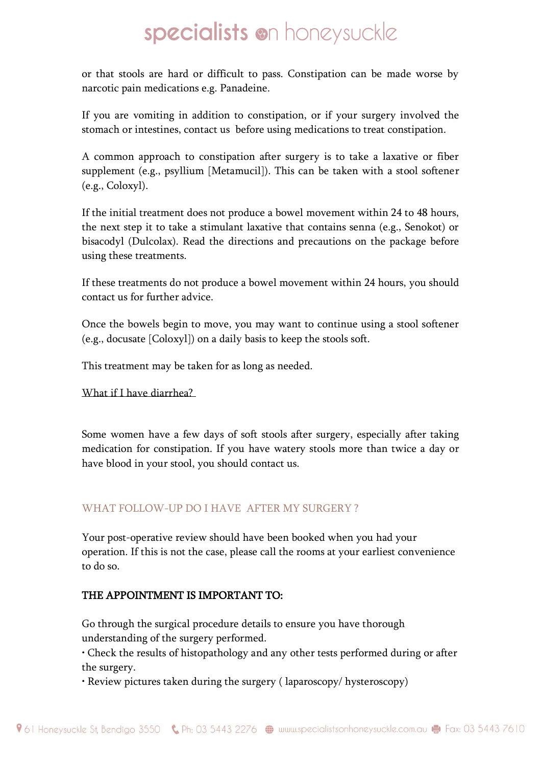or that stools are hard or difficult to pass. Constipation can be made worse by narcotic pain medications e.g. Panadeine.

If you are vomiting in addition to constipation, or if your surgery involved the stomach or intestines, contact us before using medications to treat constipation.

A common approach to constipation after surgery is to take a laxative or fiber supplement (e.g., psyllium [Metamucil]). This can be taken with a stool softener (e.g., Coloxyl).

If the initial treatment does not produce a bowel movement within 24 to 48 hours, the next step it to take a stimulant laxative that contains senna (e.g., Senokot) or bisacodyl (Dulcolax). Read the directions and precautions on the package before using these treatments.

If these treatments do not produce a bowel movement within 24 hours, you should contact us for further advice.

Once the bowels begin to move, you may want to continue using a stool softener (e.g., docusate [Coloxyl]) on a daily basis to keep the stools soft.

This treatment may be taken for as long as needed.

<u>What if I have diarrhea?</u>

Some women have a few days of soft stools after surgery, especially after taking medication for constipation. If you have watery stools more than twice a day or have blood in your stool, you should contact us.

## WHAT FOLLOW-UP DO I HAVE AFTER MY SURGERY ?

Your post-operative review should have been booked when you had your operation. If this is not the case, please call the rooms at your earliest convenience to do so.

**THE APPOINTMENT IS IMPORTANT TO:**

Go through the surgical procedure details to ensure you have thorough understanding of the surgery performed.
- Check the results of histopathology and any other tests performed during or after the surgery.
- Review pictures taken during the surgery ( laparoscopy/ hysteroscopy)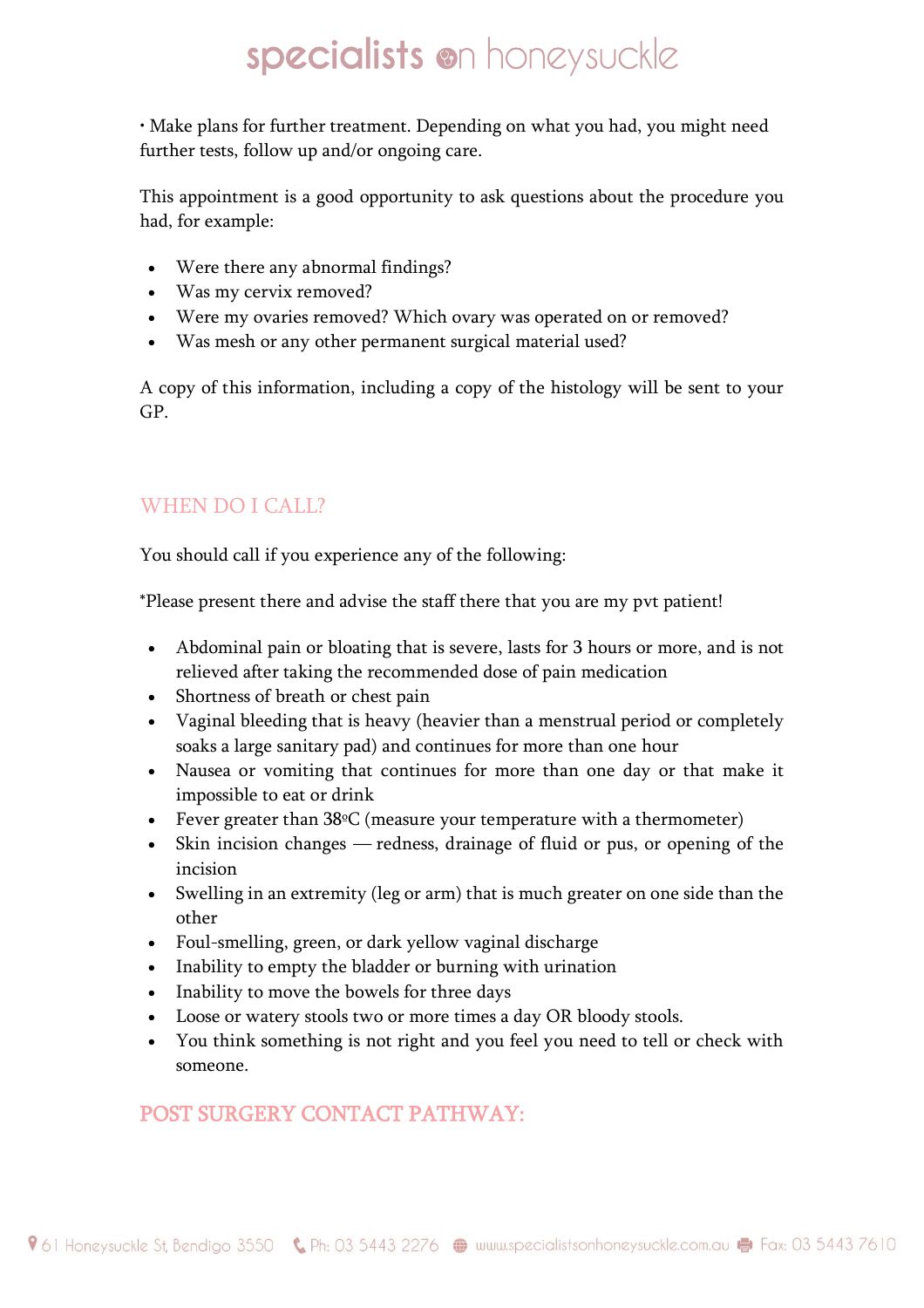• Make plans for further treatment. Depending on what you had, you might need further tests, follow up and/or ongoing care.

This appointment is a good opportunity to ask questions about the procedure you had, for example:

- Were there any abnormal findings?
- Was my cervix removed?
- Were my ovaries removed? Which ovary was operated on or removed?
- Was mesh or any other permanent surgical material used?

A copy of this information, including a copy of the histology will be sent to your GP.

## WHEN DO I CALL?

You should call if you experience any of the following:

*Please present there and advise the staff there that you are my pvt patient!

- Abdominal pain or bloating that is severe, lasts for 3 hours or more, and is not relieved after taking the recommended dose of pain medication
- Shortness of breath or chest pain
- Vaginal bleeding that is heavy (heavier than a menstrual period or completely soaks a large sanitary pad) and continues for more than one hour
- Nausea or vomiting that continues for more than one day or that make it impossible to eat or drink
- Fever greater than 38ºC (measure your temperature with a thermometer)
- Skin incision changes — redness, drainage of fluid or pus, or opening of the incision
- Swelling in an extremity (leg or arm) that is much greater on one side than the other
- Foul-smelling, green, or dark yellow vaginal discharge
- Inability to empty the bladder or burning with urination
- Inability to move the bowels for three days
- Loose or watery stools two or more times a day OR bloody stools.
- You think something is not right and you feel you need to tell or check with someone.

## POST SURGERY CONTACT PATHWAY: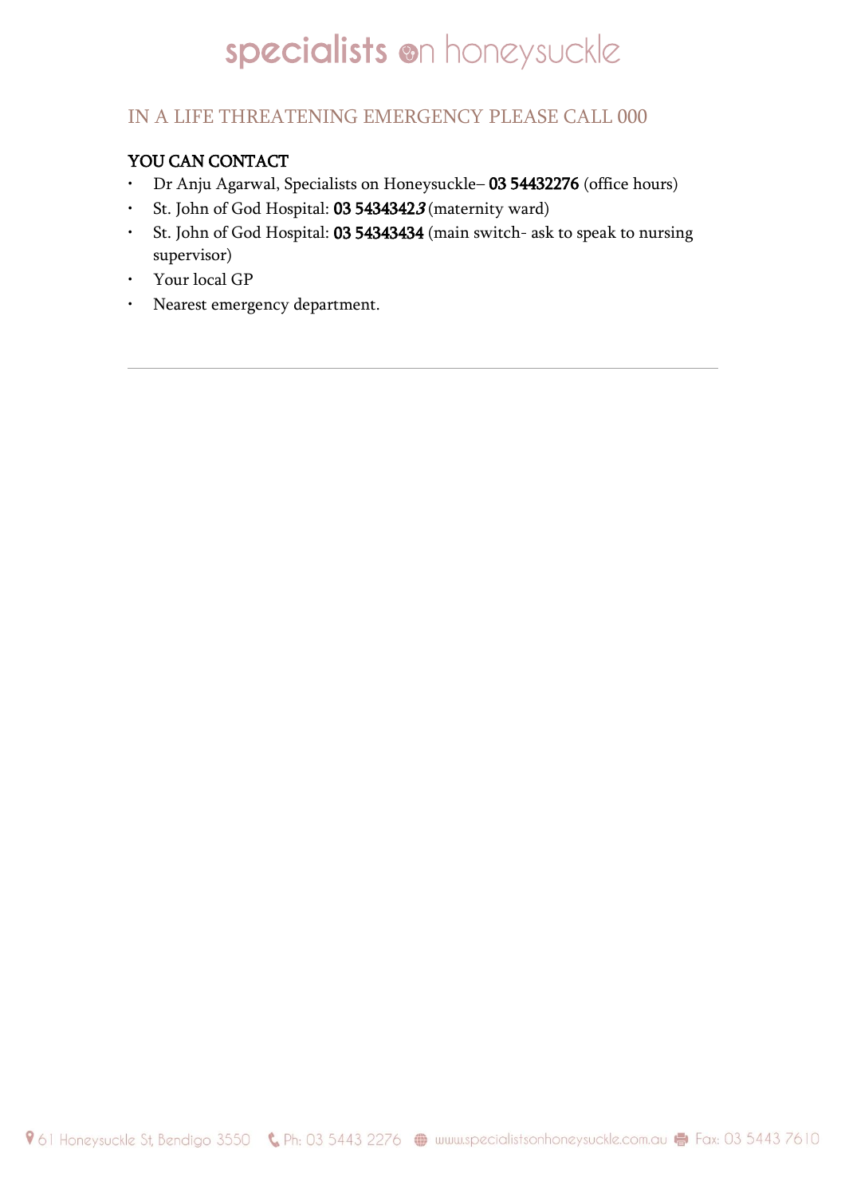IN A LIFE THREATENING EMERGENCY PLEASE CALL 000

**YOU CAN CONTACT**

- Dr Anju Agarwal, Specialists on Honeysuckle– **03 54432276** (office hours)
- St. John of God Hospital: **03 5434342*3*** (maternity ward)
- St. John of God Hospital: **03 54343434** (main switch- ask to speak to nursing supervisor)
- Your local GP
- Nearest emergency department.

---